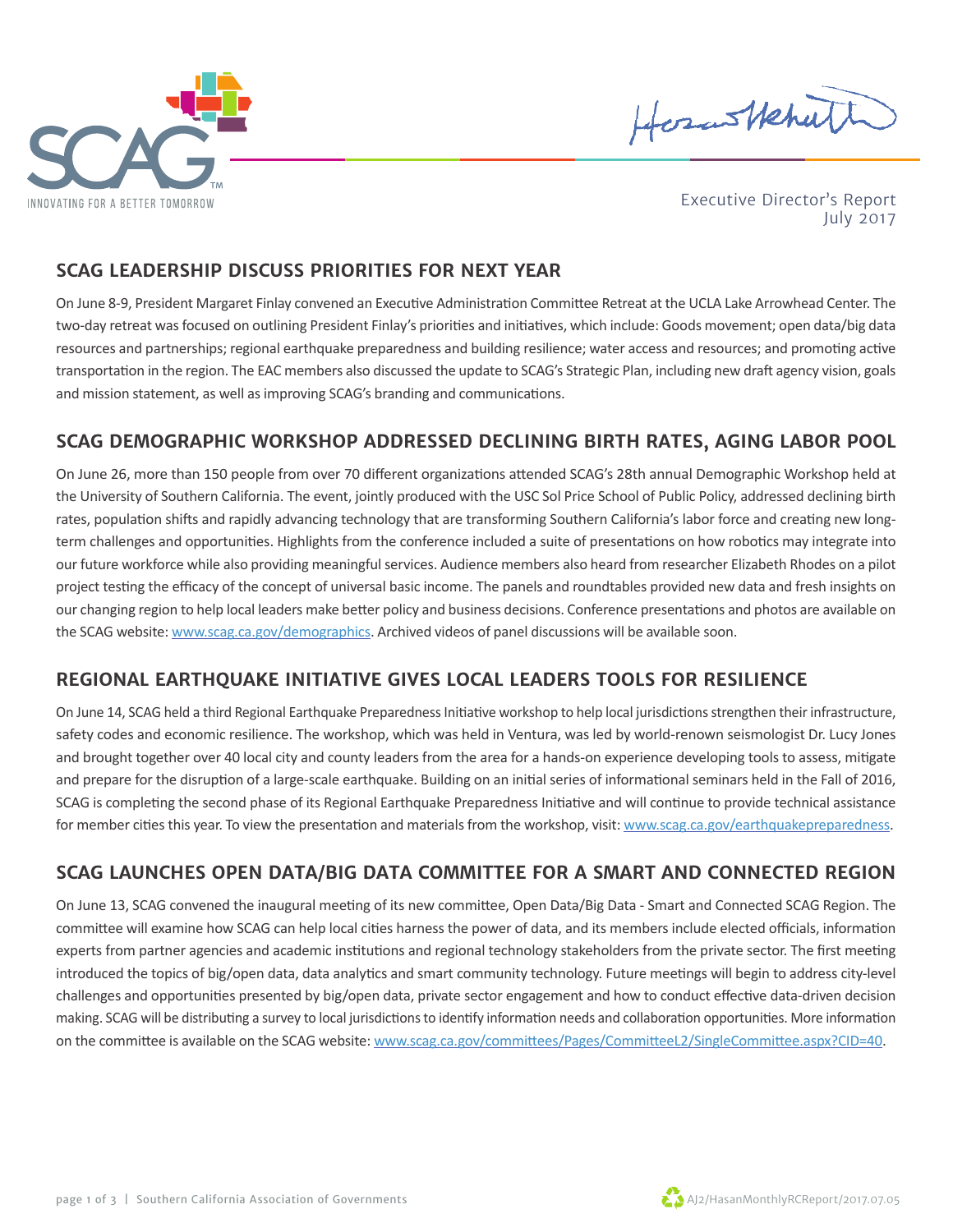INNOVATING FOR A BETTER TOMORROW

Executive Director's Report
July 2017

## SCAG LEADERSHIP DISCUSS PRIORITIES FOR NEXT YEAR

On June 8-9, President Margaret Finlay convened an Executive Administration Committee Retreat at the UCLA Lake Arrowhead Center. The two-day retreat was focused on outlining President Finlay's priorities and initiatives, which include: Goods movement; open data/big data resources and partnerships; regional earthquake preparedness and building resilience; water access and resources; and promoting active transportation in the region. The EAC members also discussed the update to SCAG's Strategic Plan, including new draft agency vision, goals and mission statement, as well as improving SCAG's branding and communications.

## SCAG DEMOGRAPHIC WORKSHOP ADDRESSED DECLINING BIRTH RATES, AGING LABOR POOL

On June 26, more than 150 people from over 70 different organizations attended SCAG's 28th annual Demographic Workshop held at the University of Southern California. The event, jointly produced with the USC Sol Price School of Public Policy, addressed declining birth rates, population shifts and rapidly advancing technology that are transforming Southern California's labor force and creating new long-term challenges and opportunities. Highlights from the conference included a suite of presentations on how robotics may integrate into our future workforce while also providing meaningful services. Audience members also heard from researcher Elizabeth Rhodes on a pilot project testing the efficacy of the concept of universal basic income. The panels and roundtables provided new data and fresh insights on our changing region to help local leaders make better policy and business decisions. Conference presentations and photos are available on the SCAG website: www.scag.ca.gov/demographics. Archived videos of panel discussions will be available soon.

## REGIONAL EARTHQUAKE INITIATIVE GIVES LOCAL LEADERS TOOLS FOR RESILIENCE

On June 14, SCAG held a third Regional Earthquake Preparedness Initiative workshop to help local jurisdictions strengthen their infrastructure, safety codes and economic resilience. The workshop, which was held in Ventura, was led by world-renowned seismologist Dr. Lucy Jones and brought together over 40 local city and county leaders from the area for a hands-on experience developing tools to assess, mitigate and prepare for the disruption of a large-scale earthquake. Building on an initial series of informational seminars held in the Fall of 2016, SCAG is completing the second phase of its Regional Earthquake Preparedness Initiative and will continue to provide technical assistance for member cities this year. To view the presentation and materials from the workshop, visit: www.scag.ca.gov/earthquakepreparedness.

## SCAG LAUNCHES OPEN DATA/BIG DATA COMMITTEE FOR A SMART AND CONNECTED REGION

On June 13, SCAG convened the inaugural meeting of its new committee, Open Data/Big Data - Smart and Connected SCAG Region. The committee will examine how SCAG can help local cities harness the power of data, and its members include elected officials, information experts from partner agencies and academic institutions and regional technology stakeholders from the private sector. The first meeting introduced the topics of big/open data, data analytics and smart community technology. Future meetings will begin to address city-level challenges and opportunities presented by big/open data, private sector engagement and how to conduct effective data-driven decision making. SCAG will be distributing a survey to local jurisdictions to identify information needs and collaboration opportunities. More information on the committee is available on the SCAG website: www.scag.ca.gov/committees/Pages/CommitteeL2/SingleCommittee.aspx?CID=40.

AJ2/HasanMonthlyRCReport/2017.07.05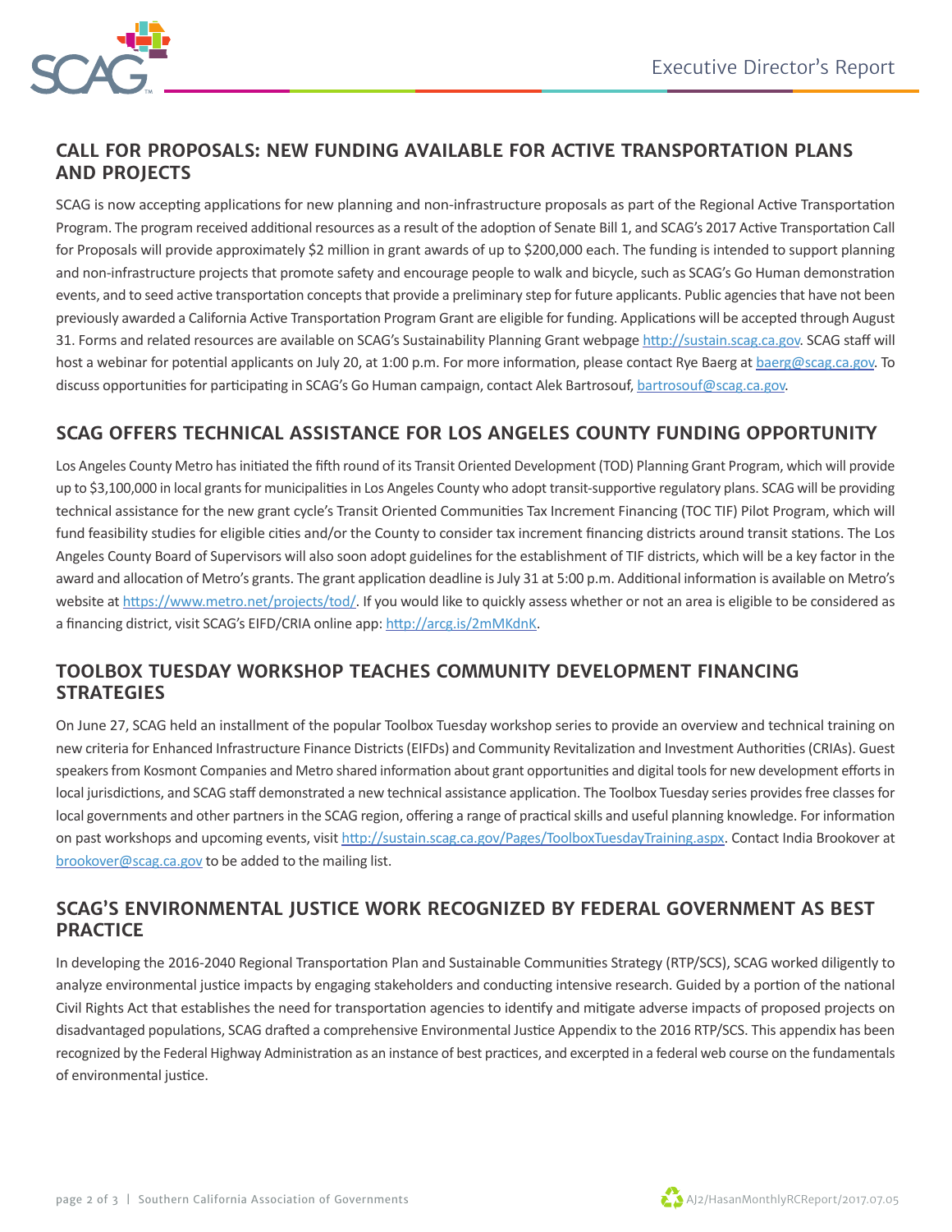## CALL FOR PROPOSALS: NEW FUNDING AVAILABLE FOR ACTIVE TRANSPORTATION PLANS AND PROJECTS

SCAG is now accepting applications for new planning and non-infrastructure proposals as part of the Regional Active Transportation Program. The program received additional resources as a result of the adoption of Senate Bill 1, and SCAG's 2017 Active Transportation Call for Proposals will provide approximately $2 million in grant awards of up to $200,000 each. The funding is intended to support planning and non-infrastructure projects that promote safety and encourage people to walk and bicycle, such as SCAG's Go Human demonstration events, and to seed active transportation concepts that provide a preliminary step for future applicants. Public agencies that have not been previously awarded a California Active Transportation Program Grant are eligible for funding. Applications will be accepted through August 31. Forms and related resources are available on SCAG's Sustainability Planning Grant webpage http://sustain.scag.ca.gov. SCAG staff will host a webinar for potential applicants on July 20, at 1:00 p.m. For more information, please contact Rye Baerg at baerg@scag.ca.gov. To discuss opportunities for participating in SCAG's Go Human campaign, contact Alek Bartrosouf, bartrosouf@scag.ca.gov.

## SCAG OFFERS TECHNICAL ASSISTANCE FOR LOS ANGELES COUNTY FUNDING OPPORTUNITY

Los Angeles County Metro has initiated the fifth round of its Transit Oriented Development (TOD) Planning Grant Program, which will provide up to $3,100,000 in local grants for municipalities in Los Angeles County who adopt transit-supportive regulatory plans. SCAG will be providing technical assistance for the new grant cycle's Transit Oriented Communities Tax Increment Financing (TOC TIF) Pilot Program, which will fund feasibility studies for eligible cities and/or the County to consider tax increment financing districts around transit stations. The Los Angeles County Board of Supervisors will also soon adopt guidelines for the establishment of TIF districts, which will be a key factor in the award and allocation of Metro's grants. The grant application deadline is July 31 at 5:00 p.m. Additional information is available on Metro's website at https://www.metro.net/projects/tod/. If you would like to quickly assess whether or not an area is eligible to be considered as a financing district, visit SCAG's EIFD/CRIA online app: http://arcg.is/2mMKdnK.

## TOOLBOX TUESDAY WORKSHOP TEACHES COMMUNITY DEVELOPMENT FINANCING STRATEGIES

On June 27, SCAG held an installment of the popular Toolbox Tuesday workshop series to provide an overview and technical training on new criteria for Enhanced Infrastructure Finance Districts (EIFDs) and Community Revitalization and Investment Authorities (CRIAs). Guest speakers from Kosmont Companies and Metro shared information about grant opportunities and digital tools for new development efforts in local jurisdictions, and SCAG staff demonstrated a new technical assistance application. The Toolbox Tuesday series provides free classes for local governments and other partners in the SCAG region, offering a range of practical skills and useful planning knowledge. For information on past workshops and upcoming events, visit http://sustain.scag.ca.gov/Pages/ToolboxTuesdayTraining.aspx. Contact India Brookover at brookover@scag.ca.gov to be added to the mailing list.

## SCAG'S ENVIRONMENTAL JUSTICE WORK RECOGNIZED BY FEDERAL GOVERNMENT AS BEST PRACTICE

In developing the 2016-2040 Regional Transportation Plan and Sustainable Communities Strategy (RTP/SCS), SCAG worked diligently to analyze environmental justice impacts by engaging stakeholders and conducting intensive research. Guided by a portion of the national Civil Rights Act that establishes the need for transportation agencies to identify and mitigate adverse impacts of proposed projects on disadvantaged populations, SCAG drafted a comprehensive Environmental Justice Appendix to the 2016 RTP/SCS. This appendix has been recognized by the Federal Highway Administration as an instance of best practices, and excerpted in a federal web course on the fundamentals of environmental justice.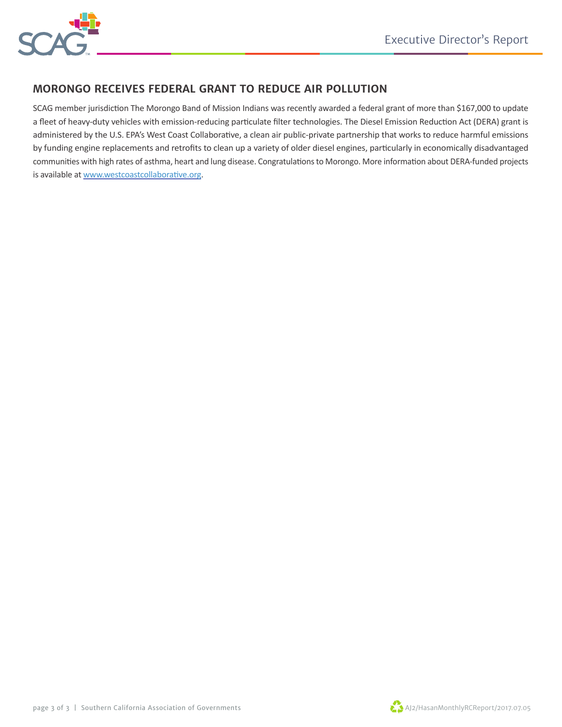## MORONGO RECEIVES FEDERAL GRANT TO REDUCE AIR POLLUTION

SCAG member jurisdiction The Morongo Band of Mission Indians was recently awarded a federal grant of more than $167,000 to update a fleet of heavy-duty vehicles with emission-reducing particulate filter technologies. The Diesel Emission Reduction Act (DERA) grant is administered by the U.S. EPA's West Coast Collaborative, a clean air public-private partnership that works to reduce harmful emissions by funding engine replacements and retrofits to clean up a variety of older diesel engines, particularly in economically disadvantaged communities with high rates of asthma, heart and lung disease. Congratulations to Morongo. More information about DERA-funded projects is available at [www.westcoastcollaborative.org](http://www.westcoastcollaborative.org).